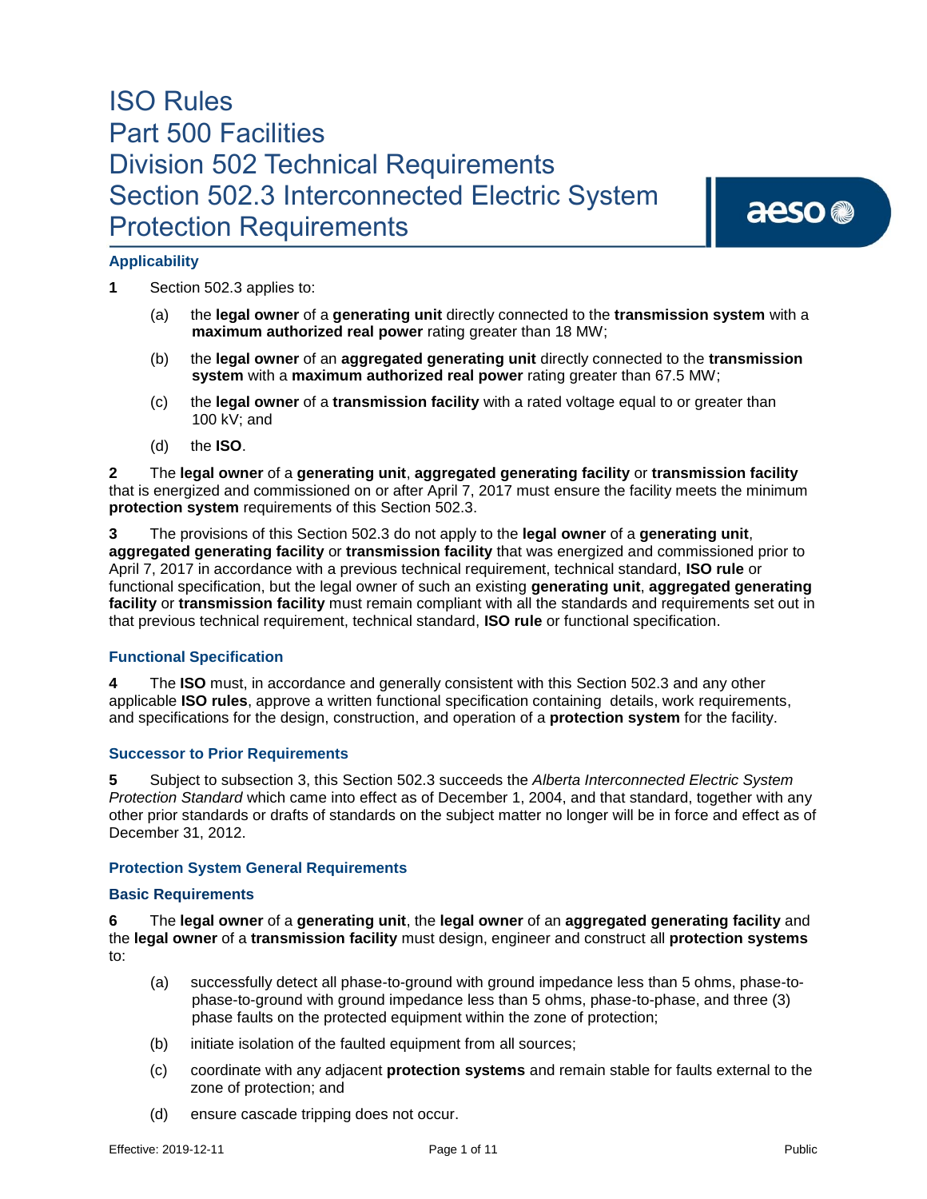# ISO Rules
# Part 500 Facilities
# Division 502 Technical Requirements
# Section 502.3 Interconnected Electric System Protection Requirements

## Applicability

**1** Section 502.3 applies to:

(a) the **legal owner** of a **generating unit** directly connected to the **transmission system** with a **maximum authorized real power** rating greater than 18 MW;

(b) the **legal owner** of an **aggregated generating unit** directly connected to the **transmission system** with a **maximum authorized real power** rating greater than 67.5 MW;

(c) the **legal owner** of a **transmission facility** with a rated voltage equal to or greater than 100 kV; and

(d) the **ISO**.

**2** The **legal owner** of a **generating unit**, **aggregated generating facility** or **transmission facility** that is energized and commissioned on or after April 7, 2017 must ensure the facility meets the minimum **protection system** requirements of this Section 502.3.

**3** The provisions of this Section 502.3 do not apply to the **legal owner** of a **generating unit**, **aggregated generating facility** or **transmission facility** that was energized and commissioned prior to April 7, 2017 in accordance with a previous technical requirement, technical standard, **ISO rule** or functional specification, but the legal owner of such an existing **generating unit**, **aggregated generating facility** or **transmission facility** must remain compliant with all the standards and requirements set out in that previous technical requirement, technical standard, **ISO rule** or functional specification.

## Functional Specification

**4** The **ISO** must, in accordance and generally consistent with this Section 502.3 and any other applicable **ISO rules**, approve a written functional specification containing details, work requirements, and specifications for the design, construction, and operation of a **protection system** for the facility.

## Successor to Prior Requirements

**5** Subject to subsection 3, this Section 502.3 succeeds the *Alberta Interconnected Electric System Protection Standard* which came into effect as of December 1, 2004, and that standard, together with any other prior standards or drafts of standards on the subject matter no longer will be in force and effect as of December 31, 2012.

## Protection System General Requirements

### Basic Requirements

**6** The **legal owner** of a **generating unit**, the **legal owner** of an **aggregated generating facility** and the **legal owner** of a **transmission facility** must design, engineer and construct all **protection systems** to:

(a) successfully detect all phase-to-ground with ground impedance less than 5 ohms, phase-to-phase-to-ground with ground impedance less than 5 ohms, phase-to-phase, and three (3) phase faults on the protected equipment within the zone of protection;

(b) initiate isolation of the faulted equipment from all sources;

(c) coordinate with any adjacent **protection systems** and remain stable for faults external to the zone of protection; and

(d) ensure cascade tripping does not occur.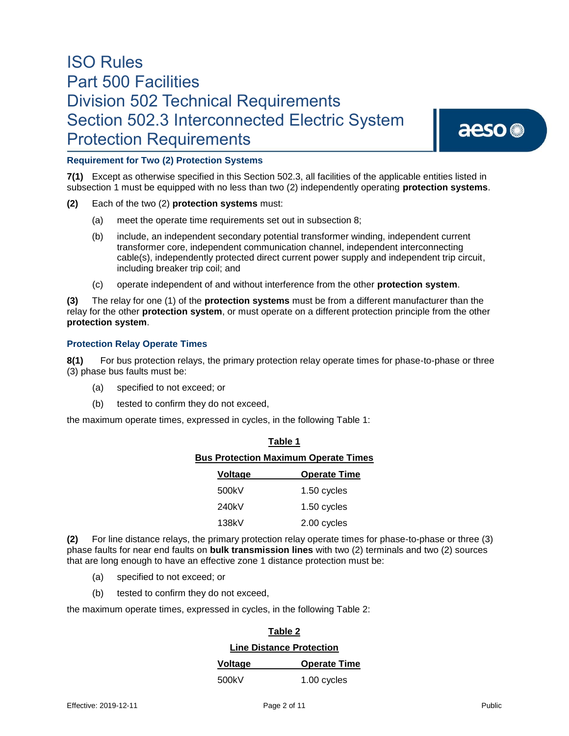### Requirement for Two (2) Protection Systems

**7(1)** Except as otherwise specified in this Section 502.3, all facilities of the applicable entities listed in subsection 1 must be equipped with no less than two (2) independently operating **protection systems**.

**(2)** Each of the two (2) **protection systems** must:

(a) meet the operate time requirements set out in subsection 8;

(b) include, an independent secondary potential transformer winding, independent current transformer core, independent communication channel, independent interconnecting cable(s), independently protected direct current power supply and independent trip circuit, including breaker trip coil; and

(c) operate independent of and without interference from the other **protection system**.

**(3)** The relay for one (1) of the **protection systems** must be from a different manufacturer than the relay for the other **protection system**, or must operate on a different protection principle from the other **protection system**.

### Protection Relay Operate Times

**8(1)** For bus protection relays, the primary protection relay operate times for phase-to-phase or three (3) phase bus faults must be:

(a) specified to not exceed; or

(b) tested to confirm they do not exceed,

the maximum operate times, expressed in cycles, in the following Table 1:

**Table 1**

**Bus Protection Maximum Operate Times**

| Voltage | Operate Time |
|---|---|
| 500kV | 1.50 cycles |
| 240kV | 1.50 cycles |
| 138kV | 2.00 cycles |

**(2)** For line distance relays, the primary protection relay operate times for phase-to-phase or three (3) phase faults for near end faults on **bulk transmission lines** with two (2) terminals and two (2) sources that are long enough to have an effective zone 1 distance protection must be:

(a) specified to not exceed; or

(b) tested to confirm they do not exceed,

the maximum operate times, expressed in cycles, in the following Table 2:

**Table 2**

**Line Distance Protection**

| Voltage | Operate Time |
|---|---|
| 500kV | 1.00 cycles |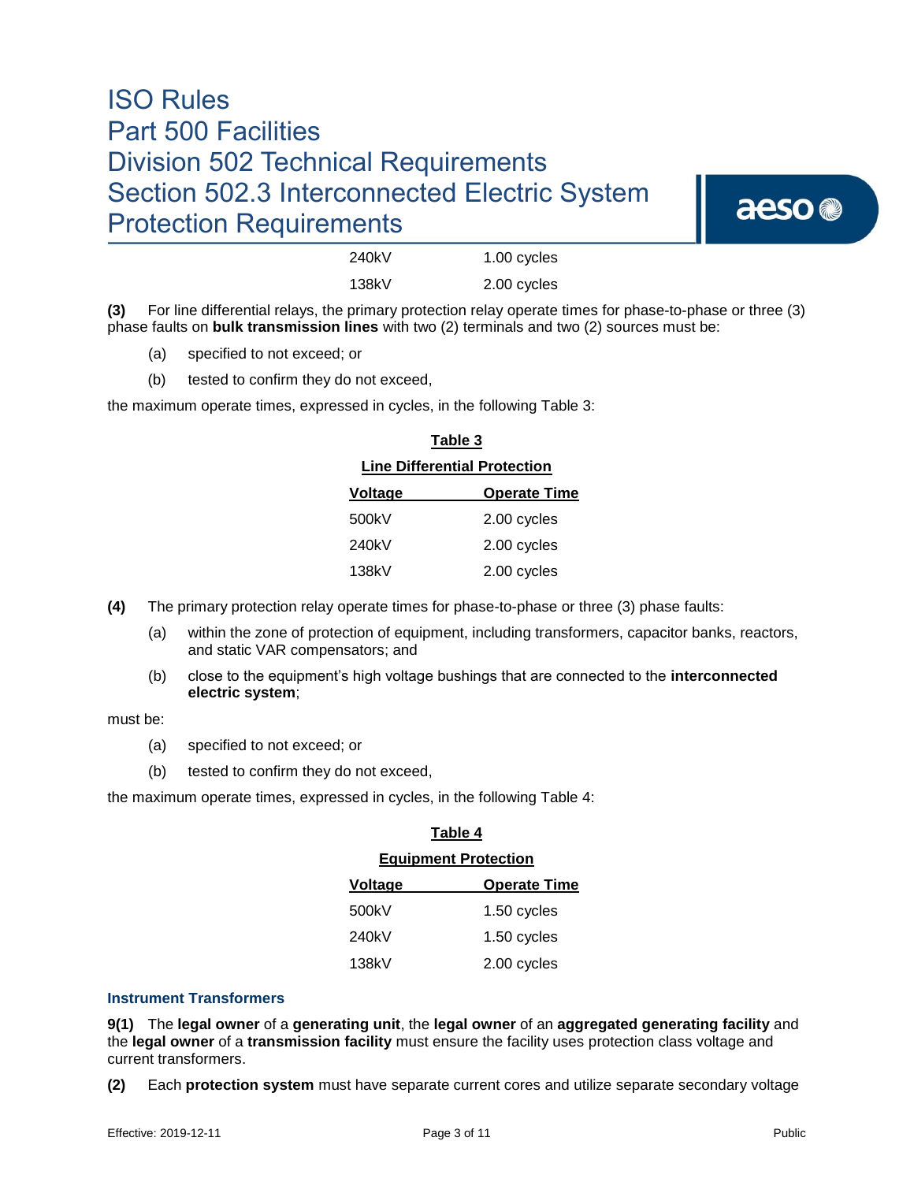| Voltage | Operate Time |
|---|---|
| 240kV | 1.00 cycles |
| 138kV | 2.00 cycles |

**(3)** For line differential relays, the primary protection relay operate times for phase-to-phase or three (3) phase faults on **bulk transmission lines** with two (2) terminals and two (2) sources must be:

(a) specified to not exceed; or

(b) tested to confirm they do not exceed,

the maximum operate times, expressed in cycles, in the following Table 3:

**Table 3**

**Line Differential Protection**

| Voltage | Operate Time |
|---|---|
| 500kV | 2.00 cycles |
| 240kV | 2.00 cycles |
| 138kV | 2.00 cycles |

**(4)** The primary protection relay operate times for phase-to-phase or three (3) phase faults:

(a) within the zone of protection of equipment, including transformers, capacitor banks, reactors, and static VAR compensators; and

(b) close to the equipment's high voltage bushings that are connected to the **interconnected electric system**;

must be:

(a) specified to not exceed; or

(b) tested to confirm they do not exceed,

the maximum operate times, expressed in cycles, in the following Table 4:

**Table 4**

**Equipment Protection**

| Voltage | Operate Time |
|---|---|
| 500kV | 1.50 cycles |
| 240kV | 1.50 cycles |
| 138kV | 2.00 cycles |

### Instrument Transformers

**9(1)** The **legal owner** of a **generating unit**, the **legal owner** of an **aggregated generating facility** and the **legal owner** of a **transmission facility** must ensure the facility uses protection class voltage and current transformers.

**(2)** Each **protection system** must have separate current cores and utilize separate secondary voltage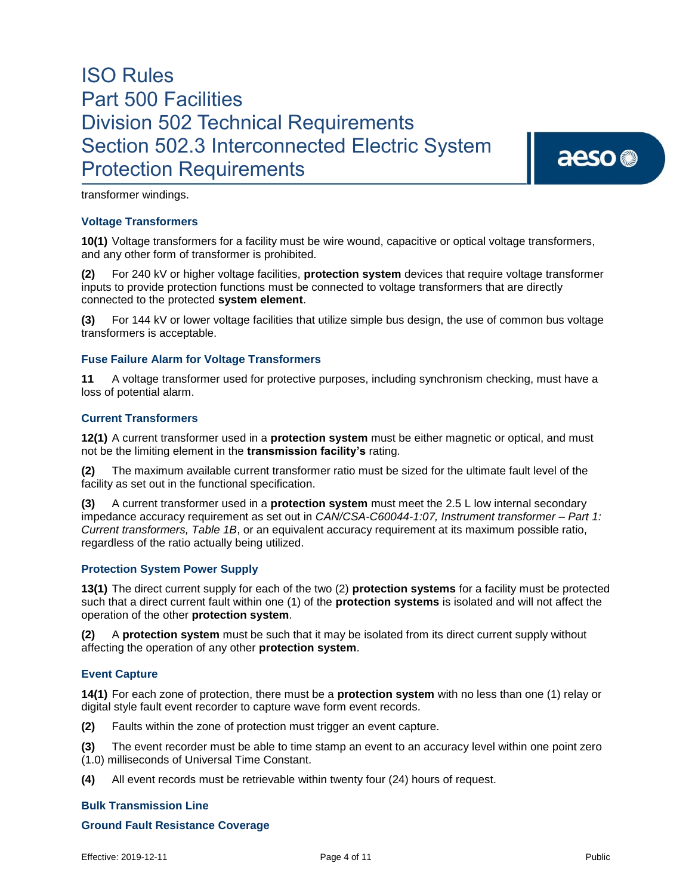transformer windings.

### Voltage Transformers

**10(1)** Voltage transformers for a facility must be wire wound, capacitive or optical voltage transformers, and any other form of transformer is prohibited.

**(2)** For 240 kV or higher voltage facilities, **protection system** devices that require voltage transformer inputs to provide protection functions must be connected to voltage transformers that are directly connected to the protected **system element**.

**(3)** For 144 kV or lower voltage facilities that utilize simple bus design, the use of common bus voltage transformers is acceptable.

### Fuse Failure Alarm for Voltage Transformers

**11** A voltage transformer used for protective purposes, including synchronism checking, must have a loss of potential alarm.

### Current Transformers

**12(1)** A current transformer used in a **protection system** must be either magnetic or optical, and must not be the limiting element in the **transmission facility's** rating.

**(2)** The maximum available current transformer ratio must be sized for the ultimate fault level of the facility as set out in the functional specification.

**(3)** A current transformer used in a **protection system** must meet the 2.5 L low internal secondary impedance accuracy requirement as set out in *CAN/CSA-C60044-1:07, Instrument transformer – Part 1: Current transformers, Table 1B*, or an equivalent accuracy requirement at its maximum possible ratio, regardless of the ratio actually being utilized.

### Protection System Power Supply

**13(1)** The direct current supply for each of the two (2) **protection systems** for a facility must be protected such that a direct current fault within one (1) of the **protection systems** is isolated and will not affect the operation of the other **protection system**.

**(2)** A **protection system** must be such that it may be isolated from its direct current supply without affecting the operation of any other **protection system**.

### Event Capture

**14(1)** For each zone of protection, there must be a **protection system** with no less than one (1) relay or digital style fault event recorder to capture wave form event records.

**(2)** Faults within the zone of protection must trigger an event capture.

**(3)** The event recorder must be able to time stamp an event to an accuracy level within one point zero (1.0) milliseconds of Universal Time Constant.

**(4)** All event records must be retrievable within twenty four (24) hours of request.

### Bulk Transmission Line

### Ground Fault Resistance Coverage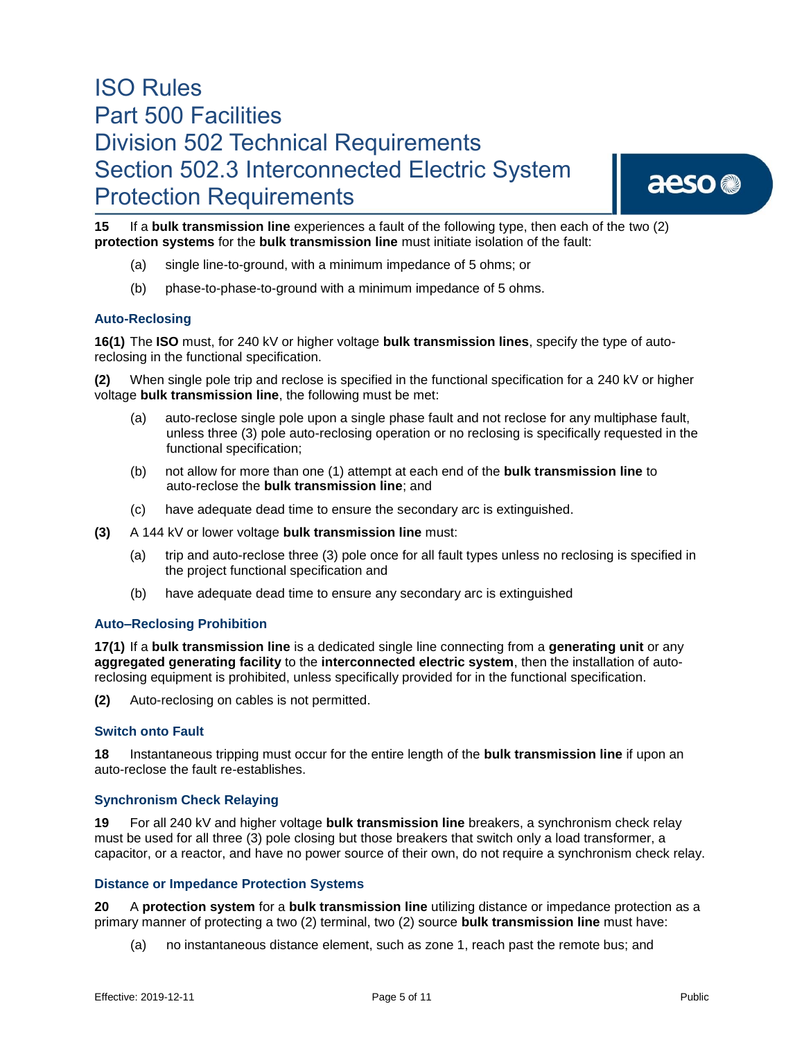**15** If a **bulk transmission line** experiences a fault of the following type, then each of the two (2) **protection systems** for the **bulk transmission line** must initiate isolation of the fault:

(a) single line-to-ground, with a minimum impedance of 5 ohms; or

(b) phase-to-phase-to-ground with a minimum impedance of 5 ohms.

### Auto-Reclosing

**16(1)** The **ISO** must, for 240 kV or higher voltage **bulk transmission lines**, specify the type of auto-reclosing in the functional specification.

**(2)** When single pole trip and reclose is specified in the functional specification for a 240 kV or higher voltage **bulk transmission line**, the following must be met:

(a) auto-reclose single pole upon a single phase fault and not reclose for any multiphase fault, unless three (3) pole auto-reclosing operation or no reclosing is specifically requested in the functional specification;

(b) not allow for more than one (1) attempt at each end of the **bulk transmission line** to auto-reclose the **bulk transmission line**; and

(c) have adequate dead time to ensure the secondary arc is extinguished.

**(3)** A 144 kV or lower voltage **bulk transmission line** must:

(a) trip and auto-reclose three (3) pole once for all fault types unless no reclosing is specified in the project functional specification and

(b) have adequate dead time to ensure any secondary arc is extinguished

### Auto–Reclosing Prohibition

**17(1)** If a **bulk transmission line** is a dedicated single line connecting from a **generating unit** or any **aggregated generating facility** to the **interconnected electric system**, then the installation of auto-reclosing equipment is prohibited, unless specifically provided for in the functional specification.

**(2)** Auto-reclosing on cables is not permitted.

### Switch onto Fault

**18** Instantaneous tripping must occur for the entire length of the **bulk transmission line** if upon an auto-reclose the fault re-establishes.

### Synchronism Check Relaying

**19** For all 240 kV and higher voltage **bulk transmission line** breakers, a synchronism check relay must be used for all three (3) pole closing but those breakers that switch only a load transformer, a capacitor, or a reactor, and have no power source of their own, do not require a synchronism check relay.

### Distance or Impedance Protection Systems

**20** A **protection system** for a **bulk transmission line** utilizing distance or impedance protection as a primary manner of protecting a two (2) terminal, two (2) source **bulk transmission line** must have:

(a) no instantaneous distance element, such as zone 1, reach past the remote bus; and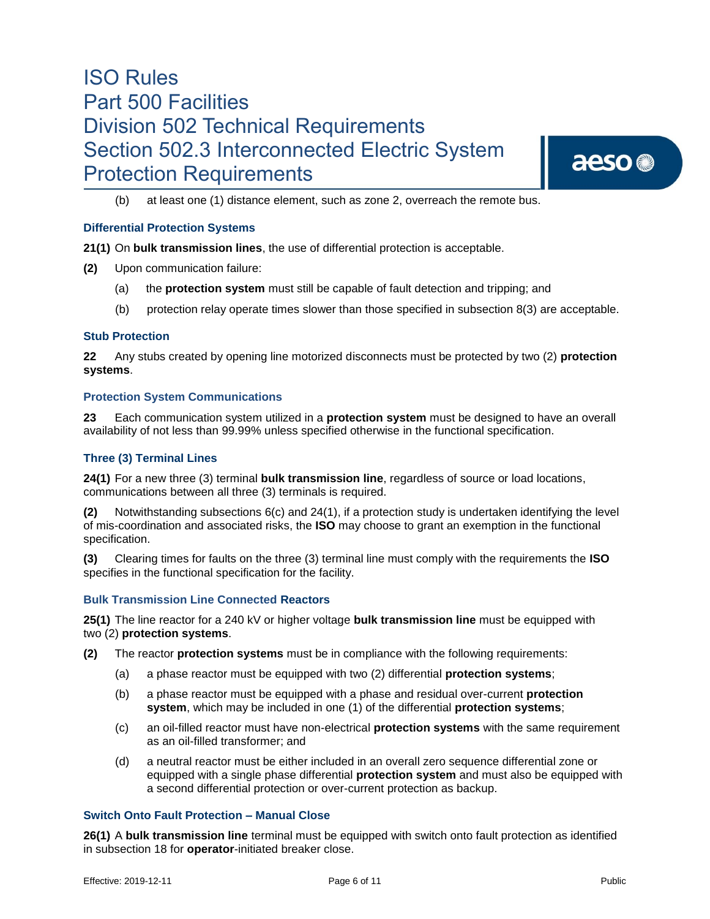(b) at least one (1) distance element, such as zone 2, overreach the remote bus.

### Differential Protection Systems

**21(1)** On **bulk transmission lines**, the use of differential protection is acceptable.

**(2)** Upon communication failure:

(a) the **protection system** must still be capable of fault detection and tripping; and

(b) protection relay operate times slower than those specified in subsection 8(3) are acceptable.

### Stub Protection

**22** Any stubs created by opening line motorized disconnects must be protected by two (2) **protection systems**.

### Protection System Communications

**23** Each communication system utilized in a **protection system** must be designed to have an overall availability of not less than 99.99% unless specified otherwise in the functional specification.

### Three (3) Terminal Lines

**24(1)** For a new three (3) terminal **bulk transmission line**, regardless of source or load locations, communications between all three (3) terminals is required.

**(2)** Notwithstanding subsections 6(c) and 24(1), if a protection study is undertaken identifying the level of mis-coordination and associated risks, the **ISO** may choose to grant an exemption in the functional specification.

**(3)** Clearing times for faults on the three (3) terminal line must comply with the requirements the **ISO** specifies in the functional specification for the facility.

### Bulk Transmission Line Connected Reactors

**25(1)** The line reactor for a 240 kV or higher voltage **bulk transmission line** must be equipped with two (2) **protection systems**.

**(2)** The reactor **protection systems** must be in compliance with the following requirements:

(a) a phase reactor must be equipped with two (2) differential **protection systems**;

(b) a phase reactor must be equipped with a phase and residual over-current **protection system**, which may be included in one (1) of the differential **protection systems**;

(c) an oil-filled reactor must have non-electrical **protection systems** with the same requirement as an oil-filled transformer; and

(d) a neutral reactor must be either included in an overall zero sequence differential zone or equipped with a single phase differential **protection system** and must also be equipped with a second differential protection or over-current protection as backup.

### Switch Onto Fault Protection – Manual Close

**26(1)** A **bulk transmission line** terminal must be equipped with switch onto fault protection as identified in subsection 18 for **operator**-initiated breaker close.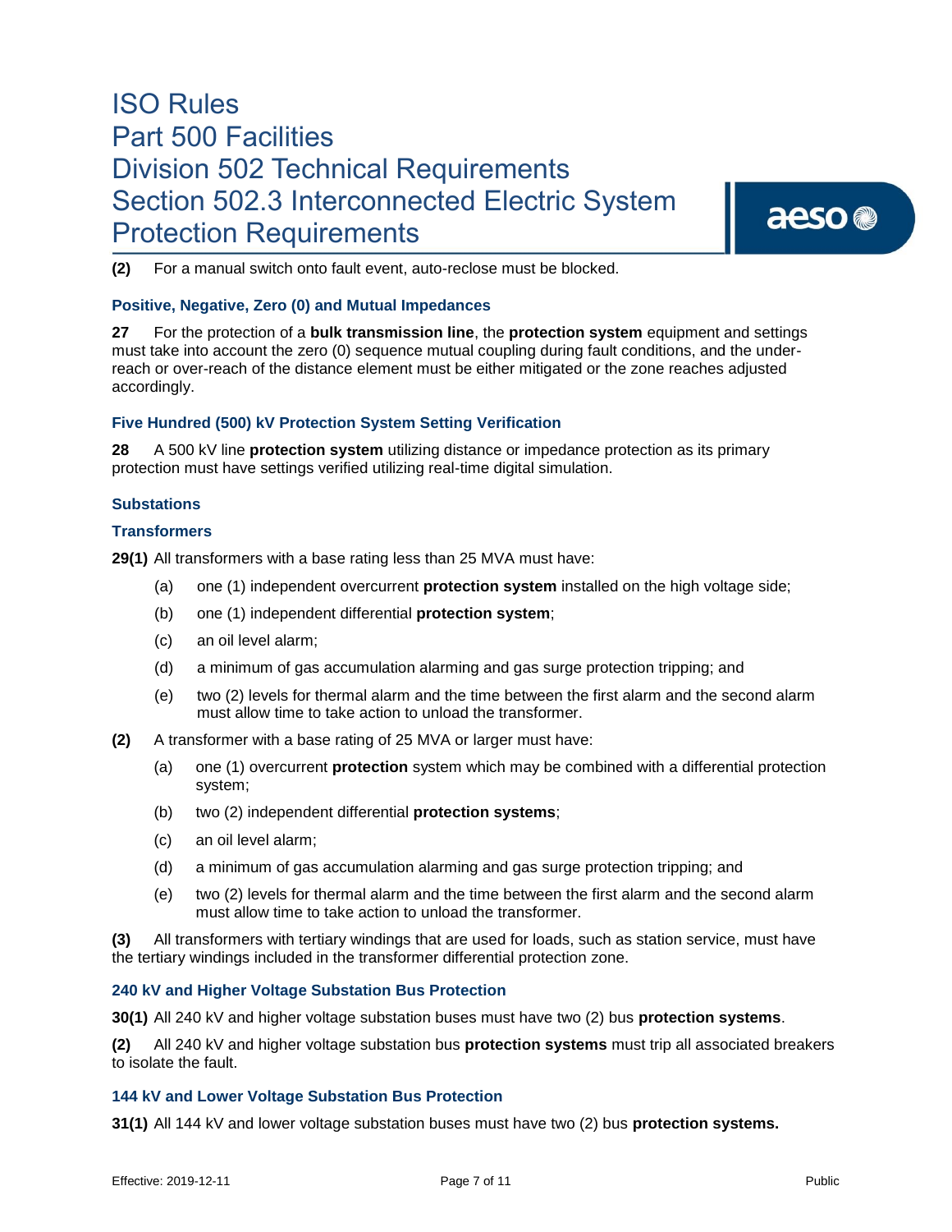**(2)** For a manual switch onto fault event, auto-reclose must be blocked.

### Positive, Negative, Zero (0) and Mutual Impedances

**27** For the protection of a **bulk transmission line**, the **protection system** equipment and settings must take into account the zero (0) sequence mutual coupling during fault conditions, and the under-reach or over-reach of the distance element must be either mitigated or the zone reaches adjusted accordingly.

### Five Hundred (500) kV Protection System Setting Verification

**28** A 500 kV line **protection system** utilizing distance or impedance protection as its primary protection must have settings verified utilizing real-time digital simulation.

### Substations

### Transformers

**29(1)** All transformers with a base rating less than 25 MVA must have:

(a) one (1) independent overcurrent **protection system** installed on the high voltage side;

(b) one (1) independent differential **protection system**;

(c) an oil level alarm;

(d) a minimum of gas accumulation alarming and gas surge protection tripping; and

(e) two (2) levels for thermal alarm and the time between the first alarm and the second alarm must allow time to take action to unload the transformer.

**(2)** A transformer with a base rating of 25 MVA or larger must have:

(a) one (1) overcurrent **protection** system which may be combined with a differential protection system;

(b) two (2) independent differential **protection systems**;

(c) an oil level alarm;

(d) a minimum of gas accumulation alarming and gas surge protection tripping; and

(e) two (2) levels for thermal alarm and the time between the first alarm and the second alarm must allow time to take action to unload the transformer.

**(3)** All transformers with tertiary windings that are used for loads, such as station service, must have the tertiary windings included in the transformer differential protection zone.

### 240 kV and Higher Voltage Substation Bus Protection

**30(1)** All 240 kV and higher voltage substation buses must have two (2) bus **protection systems**.

**(2)** All 240 kV and higher voltage substation bus **protection systems** must trip all associated breakers to isolate the fault.

### 144 kV and Lower Voltage Substation Bus Protection

**31(1)** All 144 kV and lower voltage substation buses must have two (2) bus **protection systems.**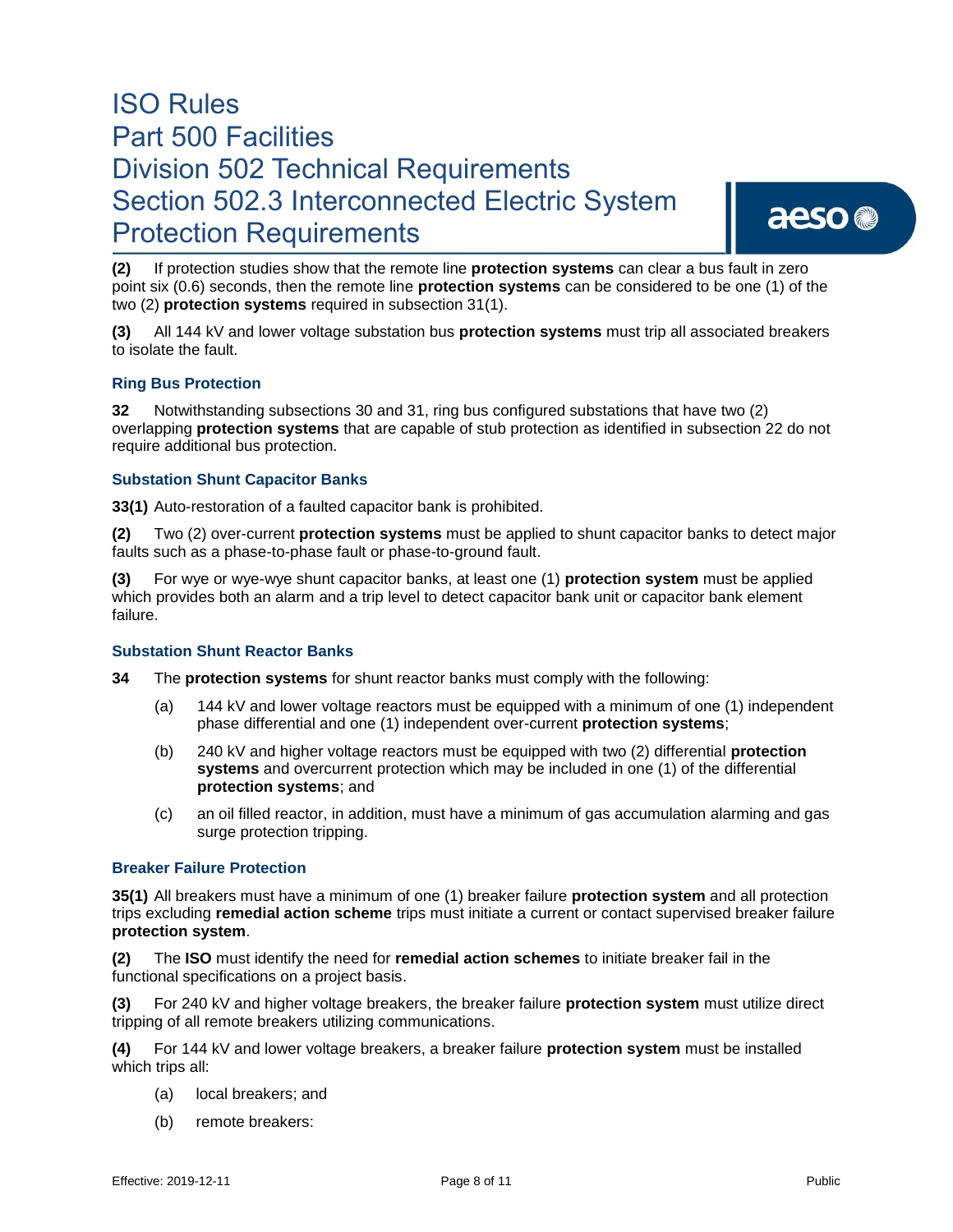**(2)** If protection studies show that the remote line **protection systems** can clear a bus fault in zero point six (0.6) seconds, then the remote line **protection systems** can be considered to be one (1) of the two (2) **protection systems** required in subsection 31(1).

**(3)** All 144 kV and lower voltage substation bus **protection systems** must trip all associated breakers to isolate the fault.

### Ring Bus Protection

**32** Notwithstanding subsections 30 and 31, ring bus configured substations that have two (2) overlapping **protection systems** that are capable of stub protection as identified in subsection 22 do not require additional bus protection.

### Substation Shunt Capacitor Banks

**33(1)** Auto-restoration of a faulted capacitor bank is prohibited.

**(2)** Two (2) over-current **protection systems** must be applied to shunt capacitor banks to detect major faults such as a phase-to-phase fault or phase-to-ground fault.

**(3)** For wye or wye-wye shunt capacitor banks, at least one (1) **protection system** must be applied which provides both an alarm and a trip level to detect capacitor bank unit or capacitor bank element failure.

### Substation Shunt Reactor Banks

**34** The **protection systems** for shunt reactor banks must comply with the following:

(a) 144 kV and lower voltage reactors must be equipped with a minimum of one (1) independent phase differential and one (1) independent over-current **protection systems**;

(b) 240 kV and higher voltage reactors must be equipped with two (2) differential **protection systems** and overcurrent protection which may be included in one (1) of the differential **protection systems**; and

(c) an oil filled reactor, in addition, must have a minimum of gas accumulation alarming and gas surge protection tripping.

### Breaker Failure Protection

**35(1)** All breakers must have a minimum of one (1) breaker failure **protection system** and all protection trips excluding **remedial action scheme** trips must initiate a current or contact supervised breaker failure **protection system**.

**(2)** The **ISO** must identify the need for **remedial action schemes** to initiate breaker fail in the functional specifications on a project basis.

**(3)** For 240 kV and higher voltage breakers, the breaker failure **protection system** must utilize direct tripping of all remote breakers utilizing communications.

**(4)** For 144 kV and lower voltage breakers, a breaker failure **protection system** must be installed which trips all:

(a) local breakers; and

(b) remote breakers: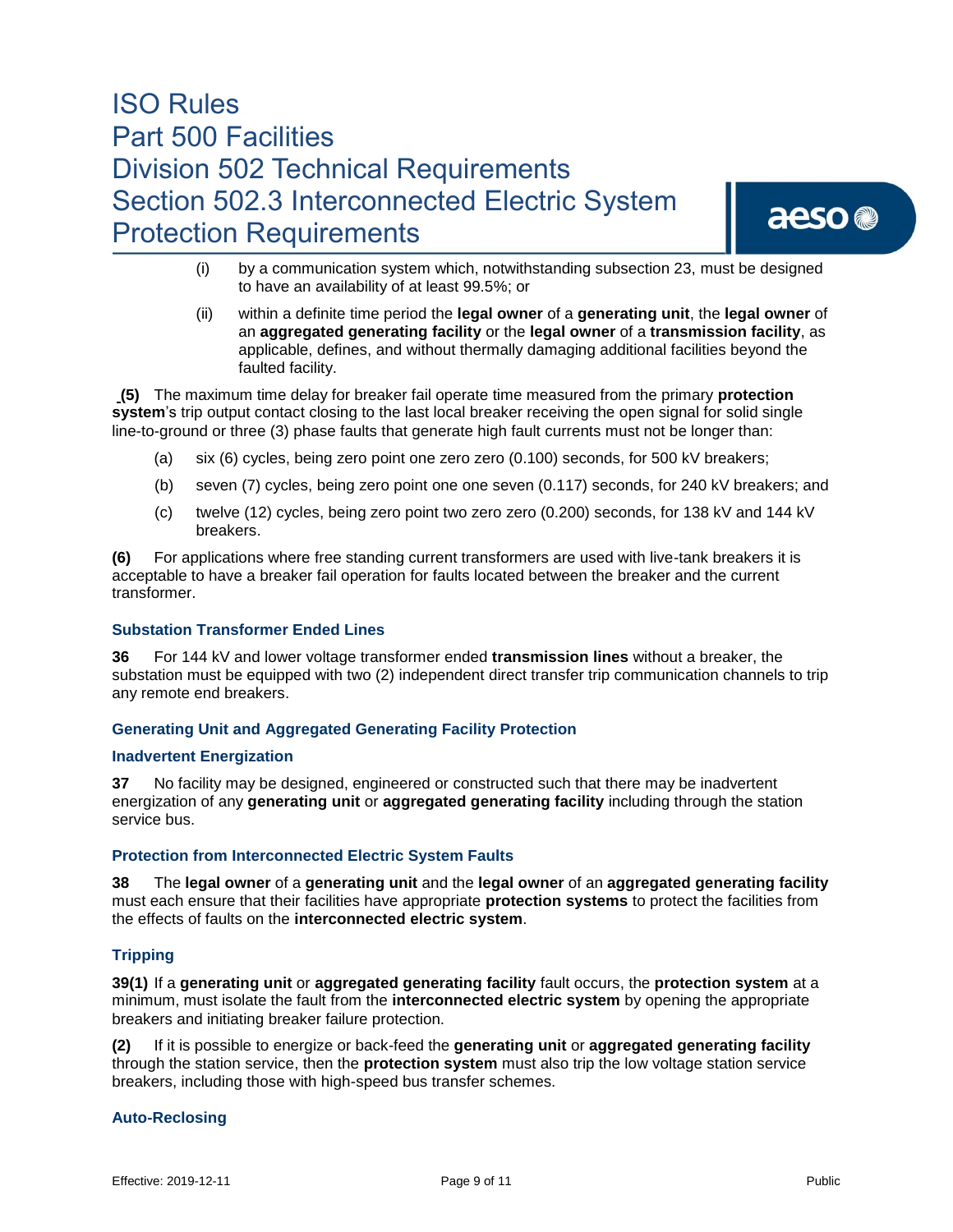(i) by a communication system which, notwithstanding subsection 23, must be designed to have an availability of at least 99.5%; or

(ii) within a definite time period the **legal owner** of a **generating unit**, the **legal owner** of an **aggregated generating facility** or the **legal owner** of a **transmission facility**, as applicable, defines, and without thermally damaging additional facilities beyond the faulted facility.

**(5)** The maximum time delay for breaker fail operate time measured from the primary **protection system**'s trip output contact closing to the last local breaker receiving the open signal for solid single line-to-ground or three (3) phase faults that generate high fault currents must not be longer than:

(a) six (6) cycles, being zero point one zero zero (0.100) seconds, for 500 kV breakers;

(b) seven (7) cycles, being zero point one one seven (0.117) seconds, for 240 kV breakers; and

(c) twelve (12) cycles, being zero point two zero zero (0.200) seconds, for 138 kV and 144 kV breakers.

**(6)** For applications where free standing current transformers are used with live-tank breakers it is acceptable to have a breaker fail operation for faults located between the breaker and the current transformer.

### Substation Transformer Ended Lines

**36** For 144 kV and lower voltage transformer ended **transmission lines** without a breaker, the substation must be equipped with two (2) independent direct transfer trip communication channels to trip any remote end breakers.

### Generating Unit and Aggregated Generating Facility Protection

#### Inadvertent Energization

**37** No facility may be designed, engineered or constructed such that there may be inadvertent energization of any **generating unit** or **aggregated generating facility** including through the station service bus.

#### Protection from Interconnected Electric System Faults

**38** The **legal owner** of a **generating unit** and the **legal owner** of an **aggregated generating facility** must each ensure that their facilities have appropriate **protection systems** to protect the facilities from the effects of faults on the **interconnected electric system**.

#### Tripping

**39(1)** If a **generating unit** or **aggregated generating facility** fault occurs, the **protection system** at a minimum, must isolate the fault from the **interconnected electric system** by opening the appropriate breakers and initiating breaker failure protection.

**(2)** If it is possible to energize or back-feed the **generating unit** or **aggregated generating facility** through the station service, then the **protection system** must also trip the low voltage station service breakers, including those with high-speed bus transfer schemes.

#### Auto-Reclosing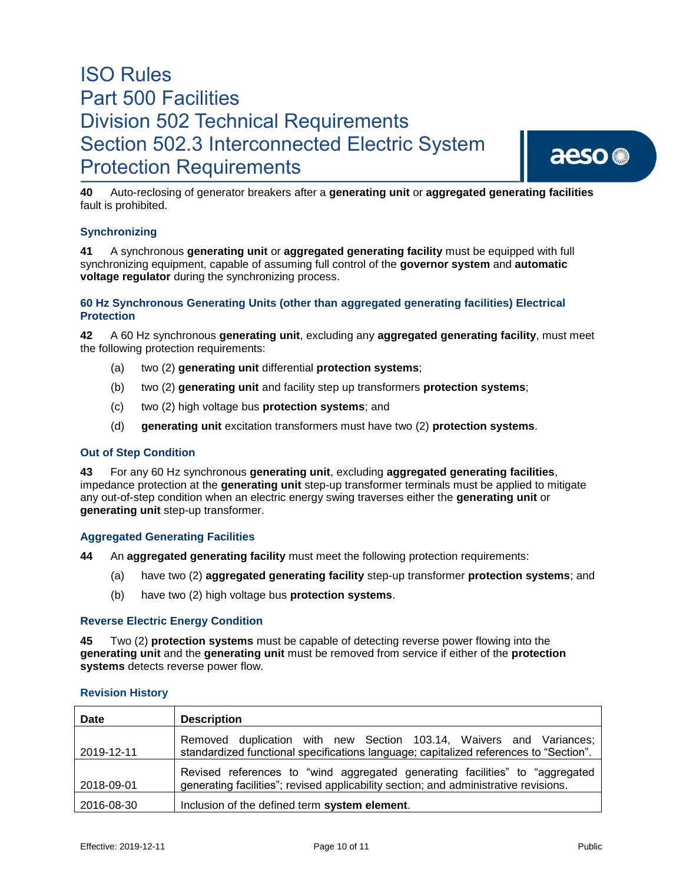**40** Auto-reclosing of generator breakers after a **generating unit** or **aggregated generating facilities** fault is prohibited.

### Synchronizing

**41** A synchronous **generating unit** or **aggregated generating facility** must be equipped with full synchronizing equipment, capable of assuming full control of the **governor system** and **automatic voltage regulator** during the synchronizing process.

### 60 Hz Synchronous Generating Units (other than aggregated generating facilities) Electrical Protection

**42** A 60 Hz synchronous **generating unit**, excluding any **aggregated generating facility**, must meet the following protection requirements:

(a) two (2) **generating unit** differential **protection systems**;

(b) two (2) **generating unit** and facility step up transformers **protection systems**;

(c) two (2) high voltage bus **protection systems**; and

(d) **generating unit** excitation transformers must have two (2) **protection systems**.

### Out of Step Condition

**43** For any 60 Hz synchronous **generating unit**, excluding **aggregated generating facilities**, impedance protection at the **generating unit** step-up transformer terminals must be applied to mitigate any out-of-step condition when an electric energy swing traverses either the **generating unit** or **generating unit** step-up transformer.

### Aggregated Generating Facilities

**44** An **aggregated generating facility** must meet the following protection requirements:

(a) have two (2) **aggregated generating facility** step-up transformer **protection systems**; and

(b) have two (2) high voltage bus **protection systems**.

### Reverse Electric Energy Condition

**45** Two (2) **protection systems** must be capable of detecting reverse power flowing into the **generating unit** and the **generating unit** must be removed from service if either of the **protection systems** detects reverse power flow.

### Revision History

| Date | Description |
| --- | --- |
| 2019-12-11 | Removed duplication with new Section 103.14, Waivers and Variances; standardized functional specifications language; capitalized references to "Section". |
| 2018-09-01 | Revised references to "wind aggregated generating facilities" to "aggregated generating facilities"; revised applicability section; and administrative revisions. |
| 2016-08-30 | Inclusion of the defined term **system element**. |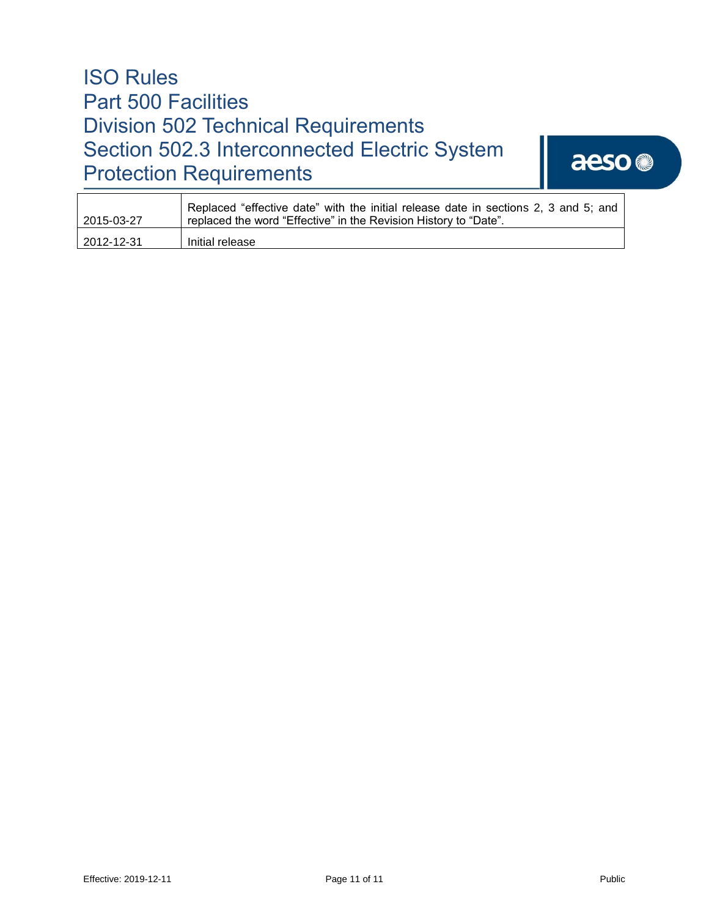| | |
|---|---|
| 2015-03-27 | Replaced "effective date" with the initial release date in sections 2, 3 and 5; and replaced the word "Effective" in the Revision History to "Date". |
| 2012-12-31 | Initial release |